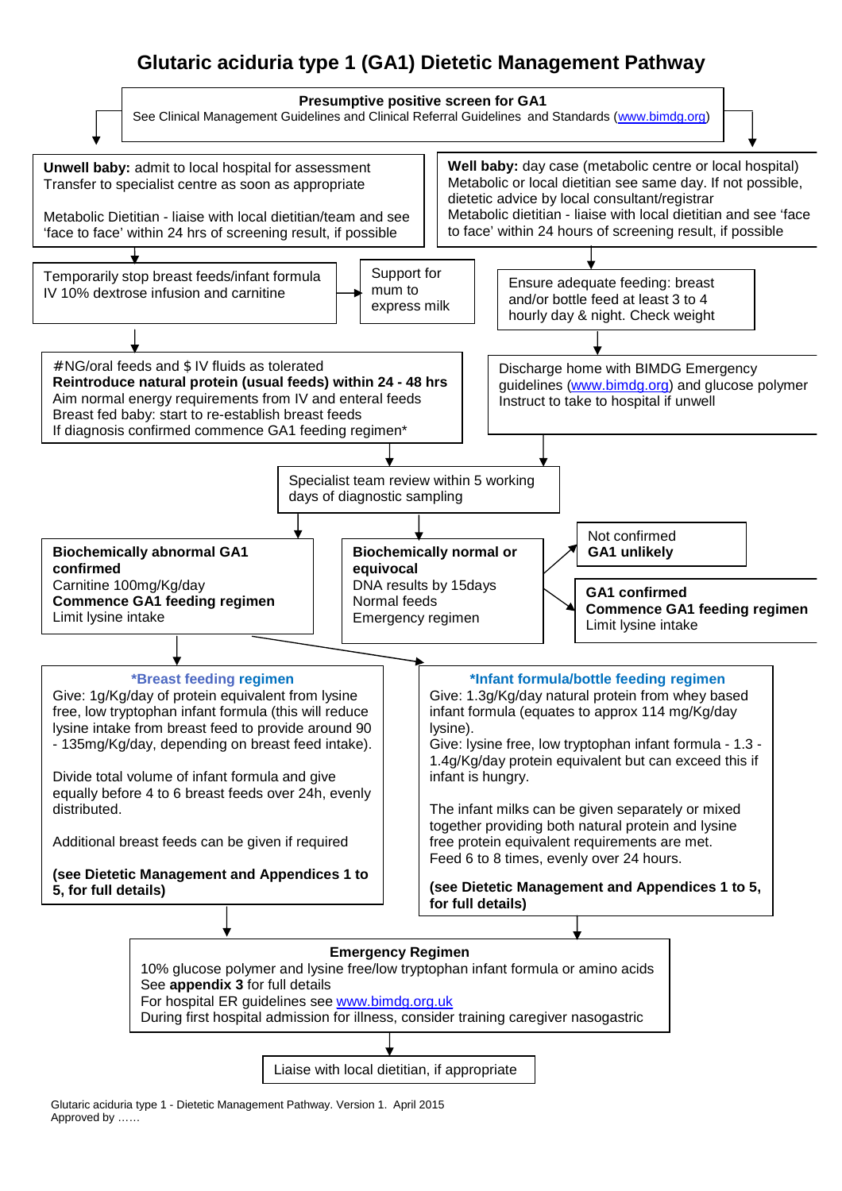# Glutaric aciduria type 1 (GA1) Dietetic Management Pathway

**Presumptive positive screen for GA1**
See Clinical Management Guidelines and Clinical Referral Guidelines and Standards (www.bimdg.org)

**Unwell baby:** admit to local hospital for assessment
Transfer to specialist centre as soon as appropriate

Metabolic Dietitian - liaise with local dietitian/team and see 'face to face' within 24 hrs of screening result, if possible

Temporarily stop breast feeds/infant formula
IV 10% dextrose infusion and carnitine

Support for mum to express milk

#NG/oral feeds and $ IV fluids as tolerated
**Reintroduce natural protein (usual feeds) within 24 - 48 hrs**
Aim normal energy requirements from IV and enteral feeds
Breast fed baby: start to re-establish breast feeds
If diagnosis confirmed commence GA1 feeding regimen*

**Well baby:** day case (metabolic centre or local hospital)
Metabolic or local dietitian see same day. If not possible, dietetic advice by local consultant/registrar
Metabolic dietitian - liaise with local dietitian and see 'face to face' within 24 hours of screening result, if possible

Ensure adequate feeding: breast and/or bottle feed at least 3 to 4 hourly day & night. Check weight

Discharge home with BIMDG Emergency guidelines (www.bimdg.org) and glucose polymer
Instruct to take to hospital if unwell

Specialist team review within 5 working days of diagnostic sampling

**Biochemically abnormal GA1 confirmed**
Carnitine 100mg/Kg/day
**Commence GA1 feeding regimen**
Limit lysine intake

**Biochemically normal or equivocal**
DNA results by 15days
Normal feeds
Emergency regimen

Not confirmed
**GA1 unlikely**

**GA1 confirmed**
**Commence GA1 feeding regimen**
Limit lysine intake

**\*Breast feeding regimen**

Give: 1g/Kg/day of protein equivalent from lysine free, low tryptophan infant formula (this will reduce lysine intake from breast feed to provide around 90 - 135mg/Kg/day, depending on breast feed intake).

Divide total volume of infant formula and give equally before 4 to 6 breast feeds over 24h, evenly distributed.

Additional breast feeds can be given if required

**(see Dietetic Management and Appendices 1 to 5, for full details)**

**\*Infant formula/bottle feeding regimen**

Give: 1.3g/Kg/day natural protein from whey based infant formula (equates to approx 114 mg/Kg/day lysine).
Give: lysine free, low tryptophan infant formula - 1.3 - 1.4g/Kg/day protein equivalent but can exceed this if infant is hungry.

The infant milks can be given separately or mixed together providing both natural protein and lysine free protein equivalent requirements are met.
Feed 6 to 8 times, evenly over 24 hours.

**(see Dietetic Management and Appendices 1 to 5, for full details)**

**Emergency Regimen**
10% glucose polymer and lysine free/low tryptophan infant formula or amino acids
See **appendix 3** for full details
For hospital ER guidelines see www.bimdg.org.uk
During first hospital admission for illness, consider training caregiver nasogastric

Liaise with local dietitian, if appropriate

Glutaric aciduria type 1 - Dietetic Management Pathway. Version 1. April 2015
Approved by ……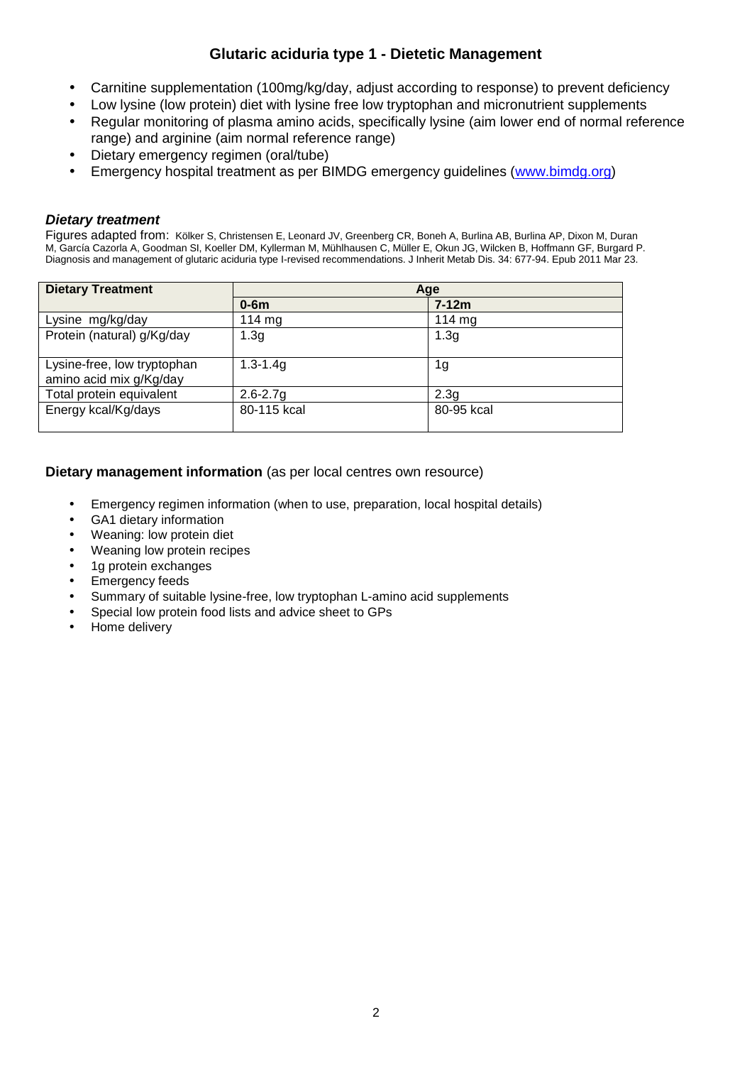## Glutaric aciduria type 1 - Dietetic Management

- Carnitine supplementation (100mg/kg/day, adjust according to response) to prevent deficiency
- Low lysine (low protein) diet with lysine free low tryptophan and micronutrient supplements
- Regular monitoring of plasma amino acids, specifically lysine (aim lower end of normal reference range) and arginine (aim normal reference range)
- Dietary emergency regimen (oral/tube)
- Emergency hospital treatment as per BIMDG emergency guidelines (www.bimdg.org)

### *Dietary treatment*

Figures adapted from: Kölker S, Christensen E, Leonard JV, Greenberg CR, Boneh A, Burlina AB, Burlina AP, Dixon M, Duran M, García Cazorla A, Goodman SI, Koeller DM, Kyllerman M, Mühlhausen C, Müller E, Okun JG, Wilcken B, Hoffmann GF, Burgard P. Diagnosis and management of glutaric aciduria type I-revised recommendations. J Inherit Metab Dis. 34: 677-94. Epub 2011 Mar 23.

| Dietary Treatment | Age | |
|---|---|---|
| | **0-6m** | **7-12m** |
| Lysine mg/kg/day | 114 mg | 114 mg |
| Protein (natural) g/Kg/day | 1.3g | 1.3g |
| Lysine-free, low tryptophan amino acid mix g/Kg/day | 1.3-1.4g | 1g |
| Total protein equivalent | 2.6-2.7g | 2.3g |
| Energy kcal/Kg/days | 80-115 kcal | 80-95 kcal |

**Dietary management information** (as per local centres own resource)

- Emergency regimen information (when to use, preparation, local hospital details)
- GA1 dietary information
- Weaning: low protein diet
- Weaning low protein recipes
- 1g protein exchanges
- Emergency feeds
- Summary of suitable lysine-free, low tryptophan L-amino acid supplements
- Special low protein food lists and advice sheet to GPs
- Home delivery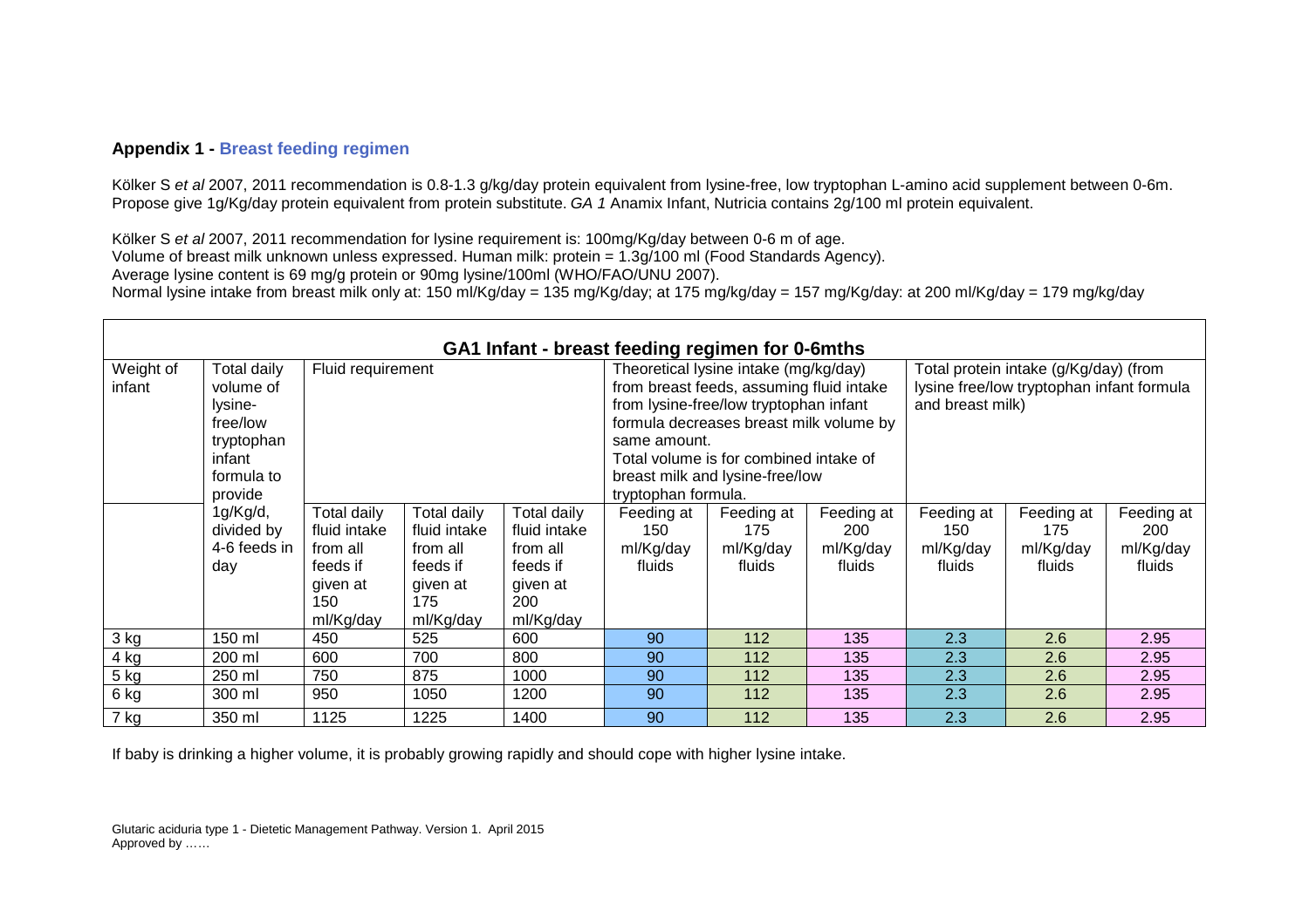## Appendix 1 - Breast feeding regimen

Kölker S *et al* 2007, 2011 recommendation is 0.8-1.3 g/kg/day protein equivalent from lysine-free, low tryptophan L-amino acid supplement between 0-6m. Propose give 1g/Kg/day protein equivalent from protein substitute. *GA 1* Anamix Infant, Nutricia contains 2g/100 ml protein equivalent.

Kölker S *et al* 2007, 2011 recommendation for lysine requirement is: 100mg/Kg/day between 0-6 m of age.
Volume of breast milk unknown unless expressed. Human milk: protein = 1.3g/100 ml (Food Standards Agency).
Average lysine content is 69 mg/g protein or 90mg lysine/100ml (WHO/FAO/UNU 2007).
Normal lysine intake from breast milk only at: 150 ml/Kg/day = 135 mg/Kg/day; at 175 mg/kg/day = 157 mg/Kg/day: at 200 ml/Kg/day = 179 mg/kg/day

**GA1 Infant - breast feeding regimen for 0-6mths**

| Weight of infant | Total daily volume of lysine-free/low tryptophan infant formula to provide 1g/Kg/d, divided by 4-6 feeds in day | Fluid requirement | | | Theoretical lysine intake (mg/kg/day) from breast feeds, assuming fluid intake from lysine-free/low tryptophan infant formula decreases breast milk volume by same amount. Total volume is for combined intake of breast milk and lysine-free/low tryptophan formula. | | | Total protein intake (g/Kg/day) (from lysine free/low tryptophan infant formula and breast milk) | | |
|---|---|---|---|---|---|---|---|---|---|---|
| | | Total daily fluid intake from all feeds if given at 150 ml/Kg/day | Total daily fluid intake from all feeds if given at 175 ml/Kg/day | Total daily fluid intake from all feeds if given at 200 ml/Kg/day | Feeding at 150 ml/Kg/day fluids | Feeding at 175 ml/Kg/day fluids | Feeding at 200 ml/Kg/day fluids | Feeding at 150 ml/Kg/day fluids | Feeding at 175 ml/Kg/day fluids | Feeding at 200 ml/Kg/day fluids |
| 3 kg | 150 ml | 450 | 525 | 600 | 90 | 112 | 135 | 2.3 | 2.6 | 2.95 |
| 4 kg | 200 ml | 600 | 700 | 800 | 90 | 112 | 135 | 2.3 | 2.6 | 2.95 |
| 5 kg | 250 ml | 750 | 875 | 1000 | 90 | 112 | 135 | 2.3 | 2.6 | 2.95 |
| 6 kg | 300 ml | 950 | 1050 | 1200 | 90 | 112 | 135 | 2.3 | 2.6 | 2.95 |
| 7 kg | 350 ml | 1125 | 1225 | 1400 | 90 | 112 | 135 | 2.3 | 2.6 | 2.95 |

If baby is drinking a higher volume, it is probably growing rapidly and should cope with higher lysine intake.

Glutaric aciduria type 1 - Dietetic Management Pathway. Version 1. April 2015
Approved by ……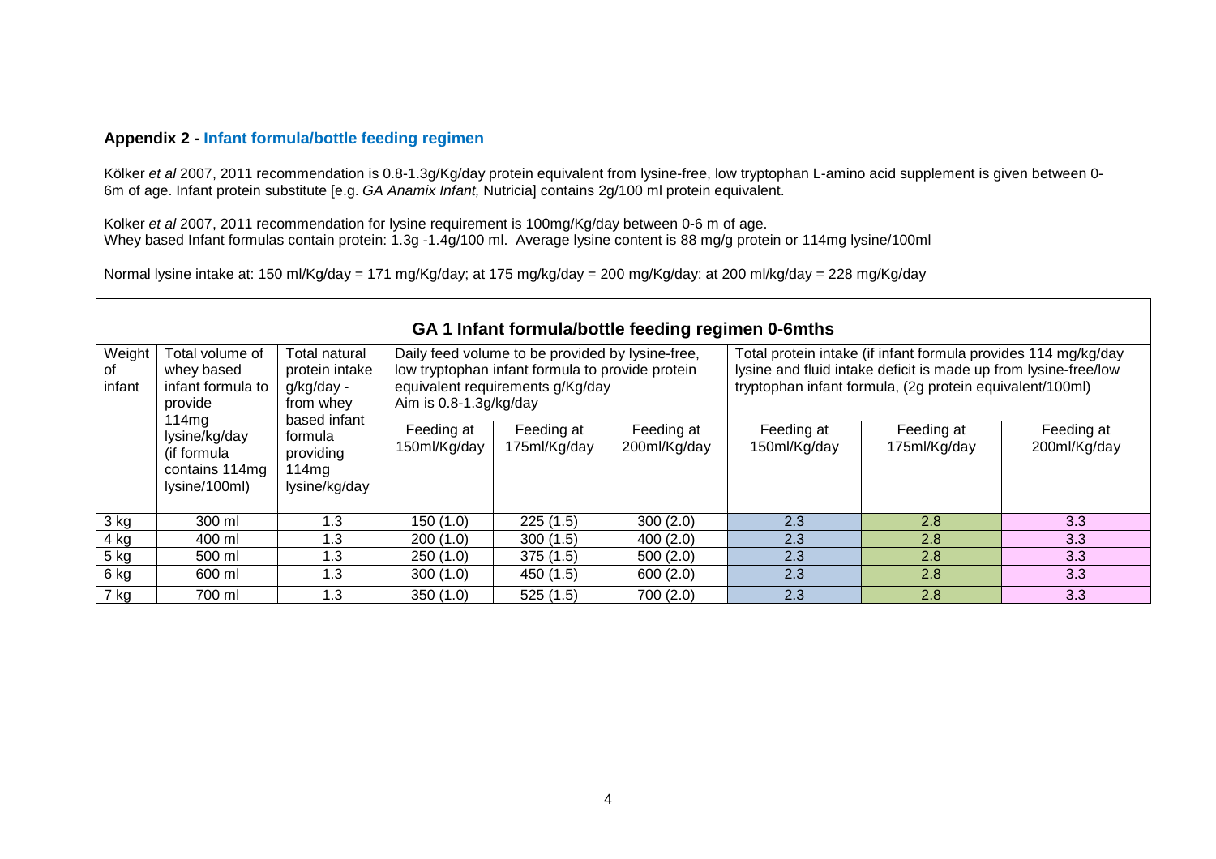**Appendix 2 - Infant formula/bottle feeding regimen**

Kölker *et al* 2007, 2011 recommendation is 0.8-1.3g/Kg/day protein equivalent from lysine-free, low tryptophan L-amino acid supplement is given between 0-6m of age. Infant protein substitute [e.g. *GA Anamix Infant,* Nutricia] contains 2g/100 ml protein equivalent.

Kolker *et al* 2007, 2011 recommendation for lysine requirement is 100mg/Kg/day between 0-6 m of age.
Whey based Infant formulas contain protein: 1.3g -1.4g/100 ml. Average lysine content is 88 mg/g protein or 114mg lysine/100ml

Normal lysine intake at: 150 ml/Kg/day = 171 mg/Kg/day; at 175 mg/kg/day = 200 mg/Kg/day: at 200 ml/kg/day = 228 mg/Kg/day

| GA 1 Infant formula/bottle feeding regimen 0-6mths | | | | | | | | |
|---|---|---|---|---|---|---|---|---|
| Weight of infant | Total volume of whey based infant formula to provide 114mg lysine/kg/day (if formula contains 114mg lysine/100ml) | Total natural protein intake g/kg/day - from whey based infant formula providing 114mg lysine/kg/day | Daily feed volume to be provided by lysine-free, low tryptophan infant formula to provide protein equivalent requirements g/Kg/day Aim is 0.8-1.3g/kg/day | | | Total protein intake (if infant formula provides 114 mg/kg/day lysine and fluid intake deficit is made up from lysine-free/low tryptophan infant formula, (2g protein equivalent/100ml) | | |
| | | | Feeding at 150ml/Kg/day | Feeding at 175ml/Kg/day | Feeding at 200ml/Kg/day | Feeding at 150ml/Kg/day | Feeding at 175ml/Kg/day | Feeding at 200ml/Kg/day |
| 3 kg | 300 ml | 1.3 | 150 (1.0) | 225 (1.5) | 300 (2.0) | 2.3 | 2.8 | 3.3 |
| 4 kg | 400 ml | 1.3 | 200 (1.0) | 300 (1.5) | 400 (2.0) | 2.3 | 2.8 | 3.3 |
| 5 kg | 500 ml | 1.3 | 250 (1.0) | 375 (1.5) | 500 (2.0) | 2.3 | 2.8 | 3.3 |
| 6 kg | 600 ml | 1.3 | 300 (1.0) | 450 (1.5) | 600 (2.0) | 2.3 | 2.8 | 3.3 |
| 7 kg | 700 ml | 1.3 | 350 (1.0) | 525 (1.5) | 700 (2.0) | 2.3 | 2.8 | 3.3 |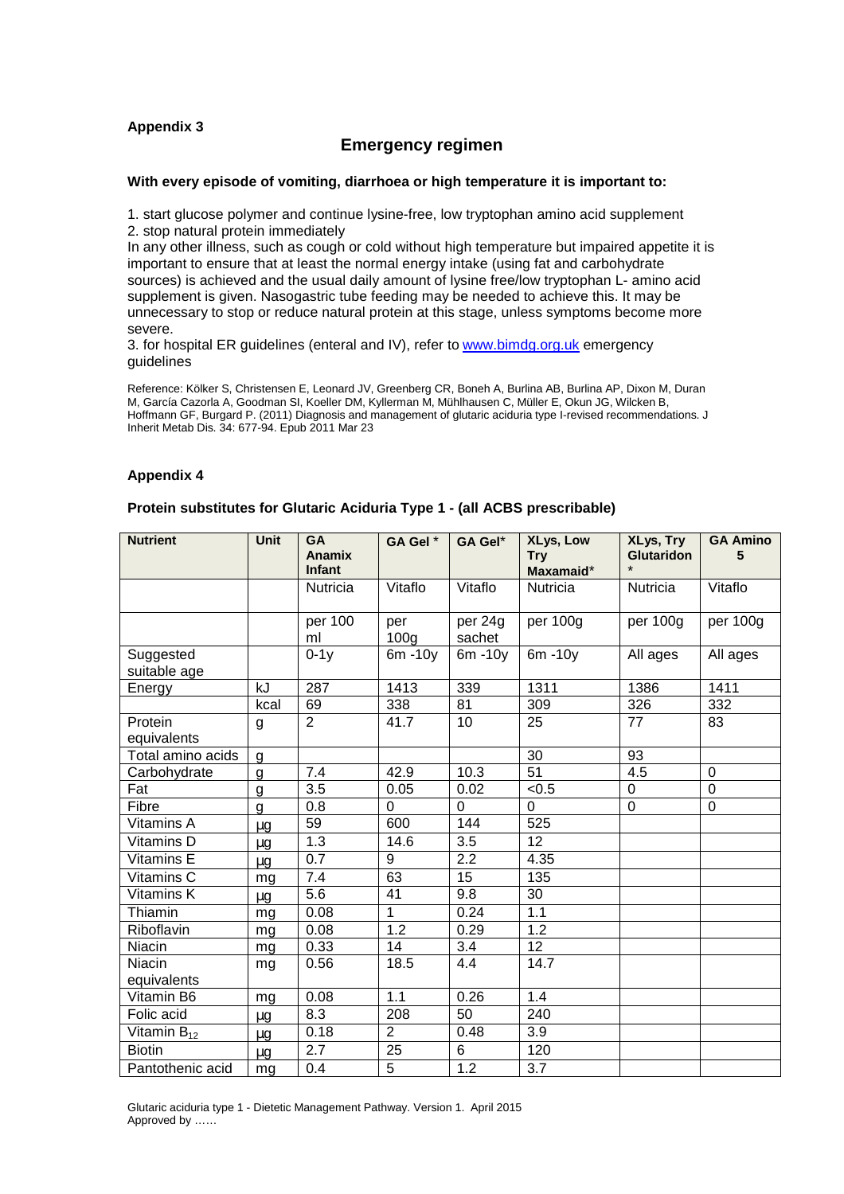**Appendix 3**

## Emergency regimen

**With every episode of vomiting, diarrhoea or high temperature it is important to:**

1. start glucose polymer and continue lysine-free, low tryptophan amino acid supplement
2. stop natural protein immediately

In any other illness, such as cough or cold without high temperature but impaired appetite it is important to ensure that at least the normal energy intake (using fat and carbohydrate sources) is achieved and the usual daily amount of lysine free/low tryptophan L- amino acid supplement is given. Nasogastric tube feeding may be needed to achieve this. It may be unnecessary to stop or reduce natural protein at this stage, unless symptoms become more severe.

3. for hospital ER guidelines (enteral and IV), refer to www.bimdg.org.uk emergency guidelines

Reference: Kölker S, Christensen E, Leonard JV, Greenberg CR, Boneh A, Burlina AB, Burlina AP, Dixon M, Duran M, García Cazorla A, Goodman SI, Koeller DM, Kyllerman M, Mühlhausen C, Müller E, Okun JG, Wilcken B, Hoffmann GF, Burgard P. (2011) Diagnosis and management of glutaric aciduria type I-revised recommendations. J Inherit Metab Dis. 34: 677-94. Epub 2011 Mar 23

**Appendix 4**

**Protein substitutes for Glutaric Aciduria Type 1 - (all ACBS prescribable)**

| Nutrient | Unit | GA Anamix Infant | GA Gel * | GA Gel* | XLys, Low Try Maxamaid* | XLys, Try Glutaridon * | GA Amino 5 |
|---|---|---|---|---|---|---|---|
| | | Nutricia | Vitaflo | Vitaflo | Nutricia | Nutricia | Vitaflo |
| | | per 100 ml | per 100g | per 24g sachet | per 100g | per 100g | per 100g |
| Suggested suitable age | | 0-1y | 6m -10y | 6m -10y | 6m -10y | All ages | All ages |
| Energy | kJ | 287 | 1413 | 339 | 1311 | 1386 | 1411 |
| | kcal | 69 | 338 | 81 | 309 | 326 | 332 |
| Protein equivalents | g | 2 | 41.7 | 10 | 25 | 77 | 83 |
| Total amino acids | g | | | | 30 | 93 | |
| Carbohydrate | g | 7.4 | 42.9 | 10.3 | 51 | 4.5 | 0 |
| Fat | g | 3.5 | 0.05 | 0.02 | <0.5 | 0 | 0 |
| Fibre | g | 0.8 | 0 | 0 | 0 | 0 | 0 |
| Vitamins A | µg | 59 | 600 | 144 | 525 | | |
| Vitamins D | µg | 1.3 | 14.6 | 3.5 | 12 | | |
| Vitamins E | µg | 0.7 | 9 | 2.2 | 4.35 | | |
| Vitamins C | mg | 7.4 | 63 | 15 | 135 | | |
| Vitamins K | µg | 5.6 | 41 | 9.8 | 30 | | |
| Thiamin | mg | 0.08 | 1 | 0.24 | 1.1 | | |
| Riboflavin | mg | 0.08 | 1.2 | 0.29 | 1.2 | | |
| Niacin | mg | 0.33 | 14 | 3.4 | 12 | | |
| Niacin equivalents | mg | 0.56 | 18.5 | 4.4 | 14.7 | | |
| Vitamin B6 | mg | 0.08 | 1.1 | 0.26 | 1.4 | | |
| Folic acid | µg | 8.3 | 208 | 50 | 240 | | |
| Vitamin $B_{12}$ | µg | 0.18 | 2 | 0.48 | 3.9 | | |
| Biotin | µg | 2.7 | 25 | 6 | 120 | | |
| Pantothenic acid | mg | 0.4 | 5 | 1.2 | 3.7 | | |

Glutaric aciduria type 1 - Dietetic Management Pathway. Version 1. April 2015
Approved by ……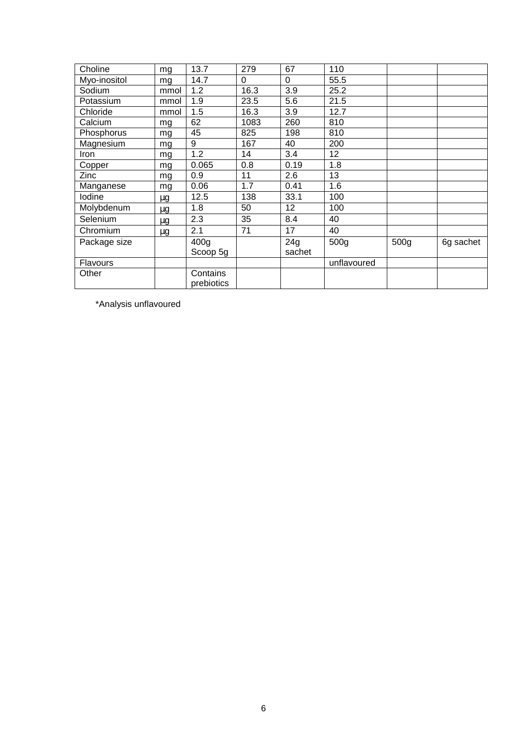| Choline | mg | 13.7 | 279 | 67 | 110 | | |
|---|---|---|---|---|---|---|---|
| Myo-inositol | mg | 14.7 | 0 | 0 | 55.5 | | |
| Sodium | mmol | 1.2 | 16.3 | 3.9 | 25.2 | | |
| Potassium | mmol | 1.9 | 23.5 | 5.6 | 21.5 | | |
| Chloride | mmol | 1.5 | 16.3 | 3.9 | 12.7 | | |
| Calcium | mg | 62 | 1083 | 260 | 810 | | |
| Phosphorus | mg | 45 | 825 | 198 | 810 | | |
| Magnesium | mg | 9 | 167 | 40 | 200 | | |
| Iron | mg | 1.2 | 14 | 3.4 | 12 | | |
| Copper | mg | 0.065 | 0.8 | 0.19 | 1.8 | | |
| Zinc | mg | 0.9 | 11 | 2.6 | 13 | | |
| Manganese | mg | 0.06 | 1.7 | 0.41 | 1.6 | | |
| Iodine | µg | 12.5 | 138 | 33.1 | 100 | | |
| Molybdenum | µg | 1.8 | 50 | 12 | 100 | | |
| Selenium | µg | 2.3 | 35 | 8.4 | 40 | | |
| Chromium | µg | 2.1 | 71 | 17 | 40 | | |
| Package size | | 400g Scoop 5g | | 24g sachet | 500g | 500g | 6g sachet |
| Flavours | | | | | unflavoured | | |
| Other | | Contains prebiotics | | | | | |

*Analysis unflavoured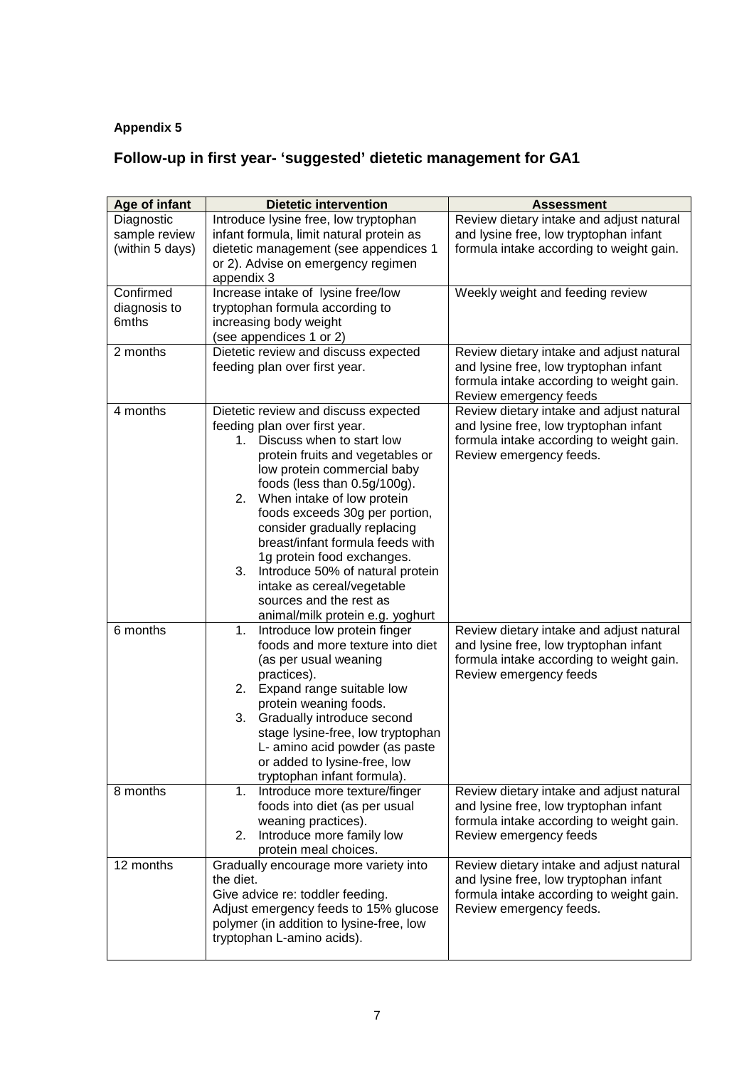**Appendix 5**

## Follow-up in first year- 'suggested' dietetic management for GA1

| Age of infant | Dietetic intervention | Assessment |
|---|---|---|
| Diagnostic sample review (within 5 days) | Introduce lysine free, low tryptophan infant formula, limit natural protein as dietetic management (see appendices 1 or 2). Advise on emergency regimen appendix 3 | Review dietary intake and adjust natural and lysine free, low tryptophan infant formula intake according to weight gain. |
| Confirmed diagnosis to 6mths | Increase intake of lysine free/low tryptophan formula according to increasing body weight (see appendices 1 or 2) | Weekly weight and feeding review |
| 2 months | Dietetic review and discuss expected feeding plan over first year. | Review dietary intake and adjust natural and lysine free, low tryptophan infant formula intake according to weight gain. Review emergency feeds |
| 4 months | Dietetic review and discuss expected feeding plan over first year.<br>1. Discuss when to start low protein fruits and vegetables or low protein commercial baby foods (less than 0.5g/100g).<br>2. When intake of low protein foods exceeds 30g per portion, consider gradually replacing breast/infant formula feeds with 1g protein food exchanges.<br>3. Introduce 50% of natural protein intake as cereal/vegetable sources and the rest as animal/milk protein e.g. yoghurt | Review dietary intake and adjust natural and lysine free, low tryptophan infant formula intake according to weight gain. Review emergency feeds. |
| 6 months | 1. Introduce low protein finger foods and more texture into diet (as per usual weaning practices).<br>2. Expand range suitable low protein weaning foods.<br>3. Gradually introduce second stage lysine-free, low tryptophan L- amino acid powder (as paste or added to lysine-free, low tryptophan infant formula). | Review dietary intake and adjust natural and lysine free, low tryptophan infant formula intake according to weight gain. Review emergency feeds |
| 8 months | 1. Introduce more texture/finger foods into diet (as per usual weaning practices).<br>2. Introduce more family low protein meal choices. | Review dietary intake and adjust natural and lysine free, low tryptophan infant formula intake according to weight gain. Review emergency feeds |
| 12 months | Gradually encourage more variety into the diet.<br>Give advice re: toddler feeding.<br>Adjust emergency feeds to 15% glucose polymer (in addition to lysine-free, low tryptophan L-amino acids). | Review dietary intake and adjust natural and lysine free, low tryptophan infant formula intake according to weight gain. Review emergency feeds. |